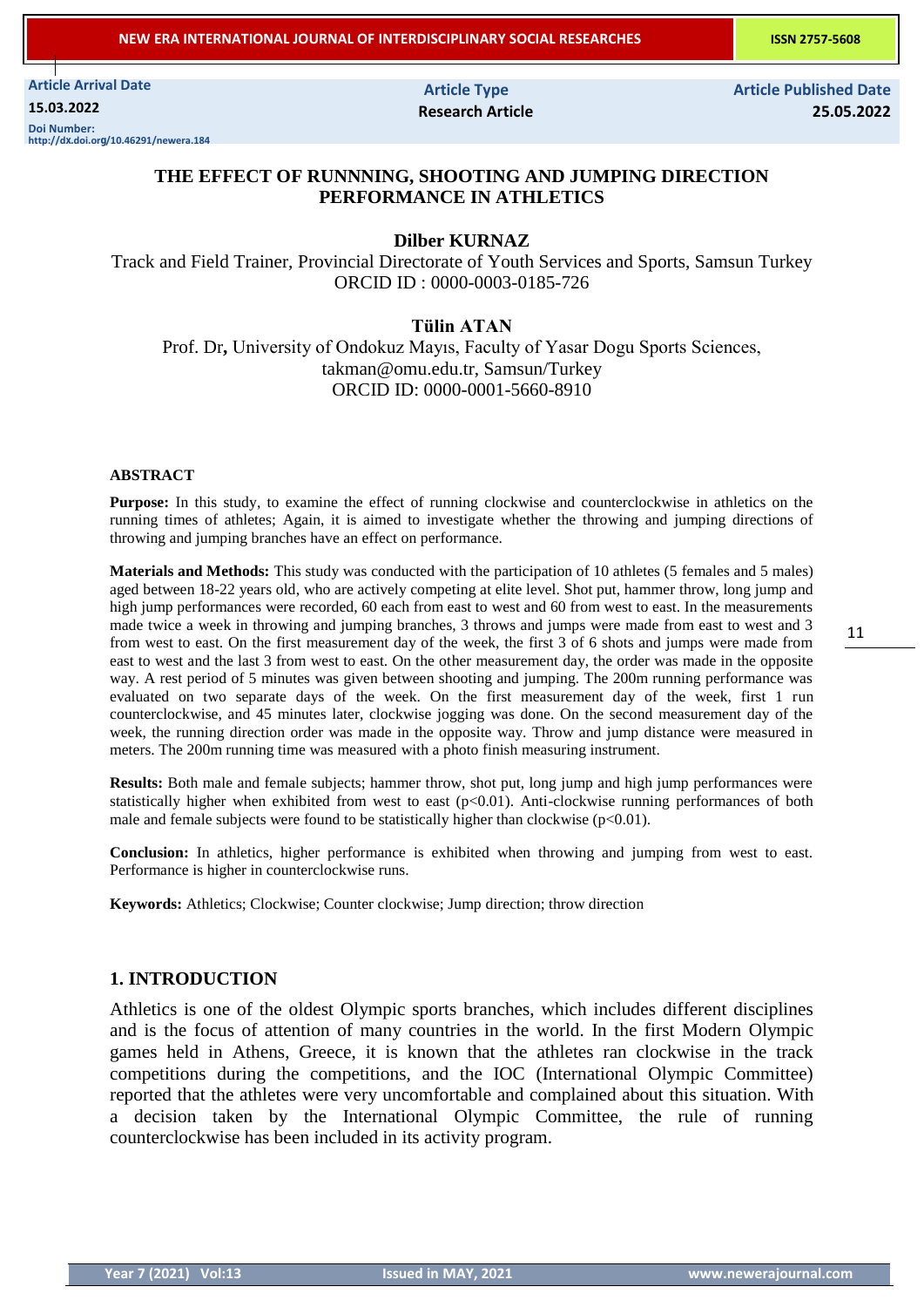Article Arrival Date
15.03.2022
Doi Number:
http://dx.doi.org/10.46291/newera.184

Article Type
Research Article

Article Published Date
25.05.2022

# THE EFFECT OF RUNNNING, SHOOTING AND JUMPING DIRECTION PERFORMANCE IN ATHLETICS

**Dilber KURNAZ**

Track and Field Trainer, Provincial Directorate of Youth Services and Sports, Samsun Turkey
ORCID ID : 0000-0003-0185-726

**Tülin ATAN**

Prof. Dr**,** University of Ondokuz Mayıs, Faculty of Yasar Dogu Sports Sciences, takman@omu.edu.tr, Samsun/Turkey
ORCID ID: 0000-0001-5660-8910

**ABSTRACT**

**Purpose:** In this study, to examine the effect of running clockwise and counterclockwise in athletics on the running times of athletes; Again, it is aimed to investigate whether the throwing and jumping directions of throwing and jumping branches have an effect on performance.

**Materials and Methods:** This study was conducted with the participation of 10 athletes (5 females and 5 males) aged between 18-22 years old, who are actively competing at elite level. Shot put, hammer throw, long jump and high jump performances were recorded, 60 each from east to west and 60 from west to east. In the measurements made twice a week in throwing and jumping branches, 3 throws and jumps were made from east to west and 3 from west to east. On the first measurement day of the week, the first 3 of 6 shots and jumps were made from east to west and the last 3 from west to east. On the other measurement day, the order was made in the opposite way. A rest period of 5 minutes was given between shooting and jumping. The 200m running performance was evaluated on two separate days of the week. On the first measurement day of the week, first 1 run counterclockwise, and 45 minutes later, clockwise jogging was done. On the second measurement day of the week, the running direction order was made in the opposite way. Throw and jump distance were measured in meters. The 200m running time was measured with a photo finish measuring instrument.

**Results:** Both male and female subjects; hammer throw, shot put, long jump and high jump performances were statistically higher when exhibited from west to east ($p<0.01$). Anti-clockwise running performances of both male and female subjects were found to be statistically higher than clockwise ($p<0.01$).

**Conclusion:** In athletics, higher performance is exhibited when throwing and jumping from west to east. Performance is higher in counterclockwise runs.

**Keywords:** Athletics; Clockwise; Counter clockwise; Jump direction; throw direction

## 1. INTRODUCTION

Athletics is one of the oldest Olympic sports branches, which includes different disciplines and is the focus of attention of many countries in the world. In the first Modern Olympic games held in Athens, Greece, it is known that the athletes ran clockwise in the track competitions during the competitions, and the IOC (International Olympic Committee) reported that the athletes were very uncomfortable and complained about this situation. With a decision taken by the International Olympic Committee, the rule of running counterclockwise has been included in its activity program.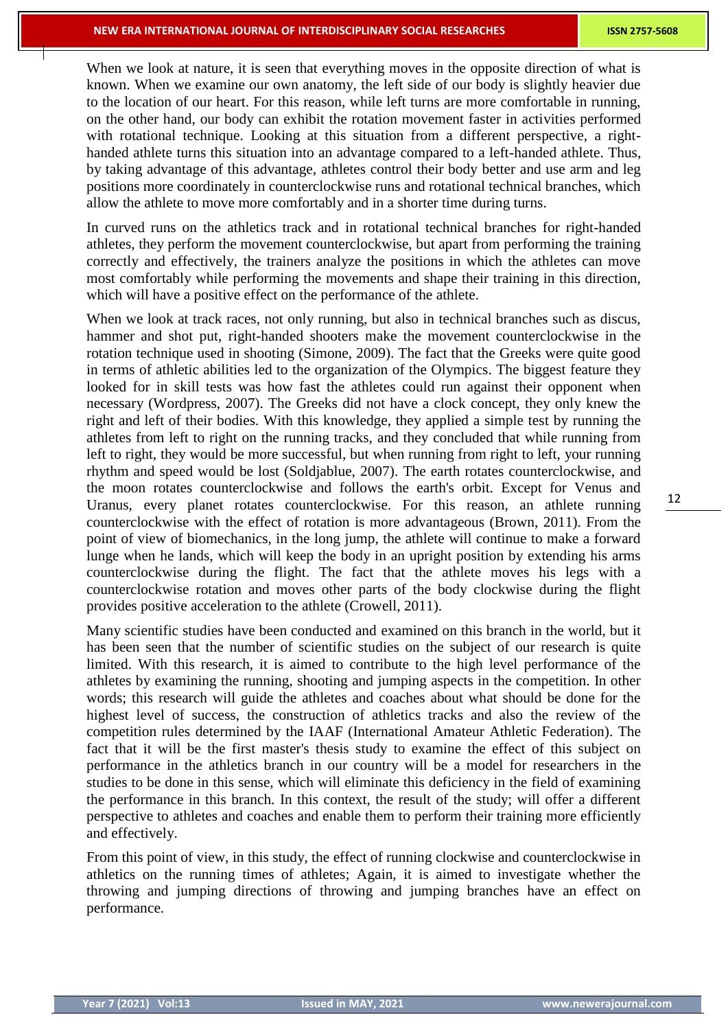When we look at nature, it is seen that everything moves in the opposite direction of what is known. When we examine our own anatomy, the left side of our body is slightly heavier due to the location of our heart. For this reason, while left turns are more comfortable in running, on the other hand, our body can exhibit the rotation movement faster in activities performed with rotational technique. Looking at this situation from a different perspective, a right-handed athlete turns this situation into an advantage compared to a left-handed athlete. Thus, by taking advantage of this advantage, athletes control their body better and use arm and leg positions more coordinately in counterclockwise runs and rotational technical branches, which allow the athlete to move more comfortably and in a shorter time during turns.

In curved runs on the athletics track and in rotational technical branches for right-handed athletes, they perform the movement counterclockwise, but apart from performing the training correctly and effectively, the trainers analyze the positions in which the athletes can move most comfortably while performing the movements and shape their training in this direction, which will have a positive effect on the performance of the athlete.

When we look at track races, not only running, but also in technical branches such as discus, hammer and shot put, right-handed shooters make the movement counterclockwise in the rotation technique used in shooting (Simone, 2009). The fact that the Greeks were quite good in terms of athletic abilities led to the organization of the Olympics. The biggest feature they looked for in skill tests was how fast the athletes could run against their opponent when necessary (Wordpress, 2007). The Greeks did not have a clock concept, they only knew the right and left of their bodies. With this knowledge, they applied a simple test by running the athletes from left to right on the running tracks, and they concluded that while running from left to right, they would be more successful, but when running from right to left, your running rhythm and speed would be lost (Soldjablue, 2007). The earth rotates counterclockwise, and the moon rotates counterclockwise and follows the earth's orbit. Except for Venus and Uranus, every planet rotates counterclockwise. For this reason, an athlete running counterclockwise with the effect of rotation is more advantageous (Brown, 2011). From the point of view of biomechanics, in the long jump, the athlete will continue to make a forward lunge when he lands, which will keep the body in an upright position by extending his arms counterclockwise during the flight. The fact that the athlete moves his legs with a counterclockwise rotation and moves other parts of the body clockwise during the flight provides positive acceleration to the athlete (Crowell, 2011).

Many scientific studies have been conducted and examined on this branch in the world, but it has been seen that the number of scientific studies on the subject of our research is quite limited. With this research, it is aimed to contribute to the high level performance of the athletes by examining the running, shooting and jumping aspects in the competition. In other words; this research will guide the athletes and coaches about what should be done for the highest level of success, the construction of athletics tracks and also the review of the competition rules determined by the IAAF (International Amateur Athletic Federation). The fact that it will be the first master's thesis study to examine the effect of this subject on performance in the athletics branch in our country will be a model for researchers in the studies to be done in this sense, which will eliminate this deficiency in the field of examining the performance in this branch. In this context, the result of the study; will offer a different perspective to athletes and coaches and enable them to perform their training more efficiently and effectively.

From this point of view, in this study, the effect of running clockwise and counterclockwise in athletics on the running times of athletes; Again, it is aimed to investigate whether the throwing and jumping directions of throwing and jumping branches have an effect on performance.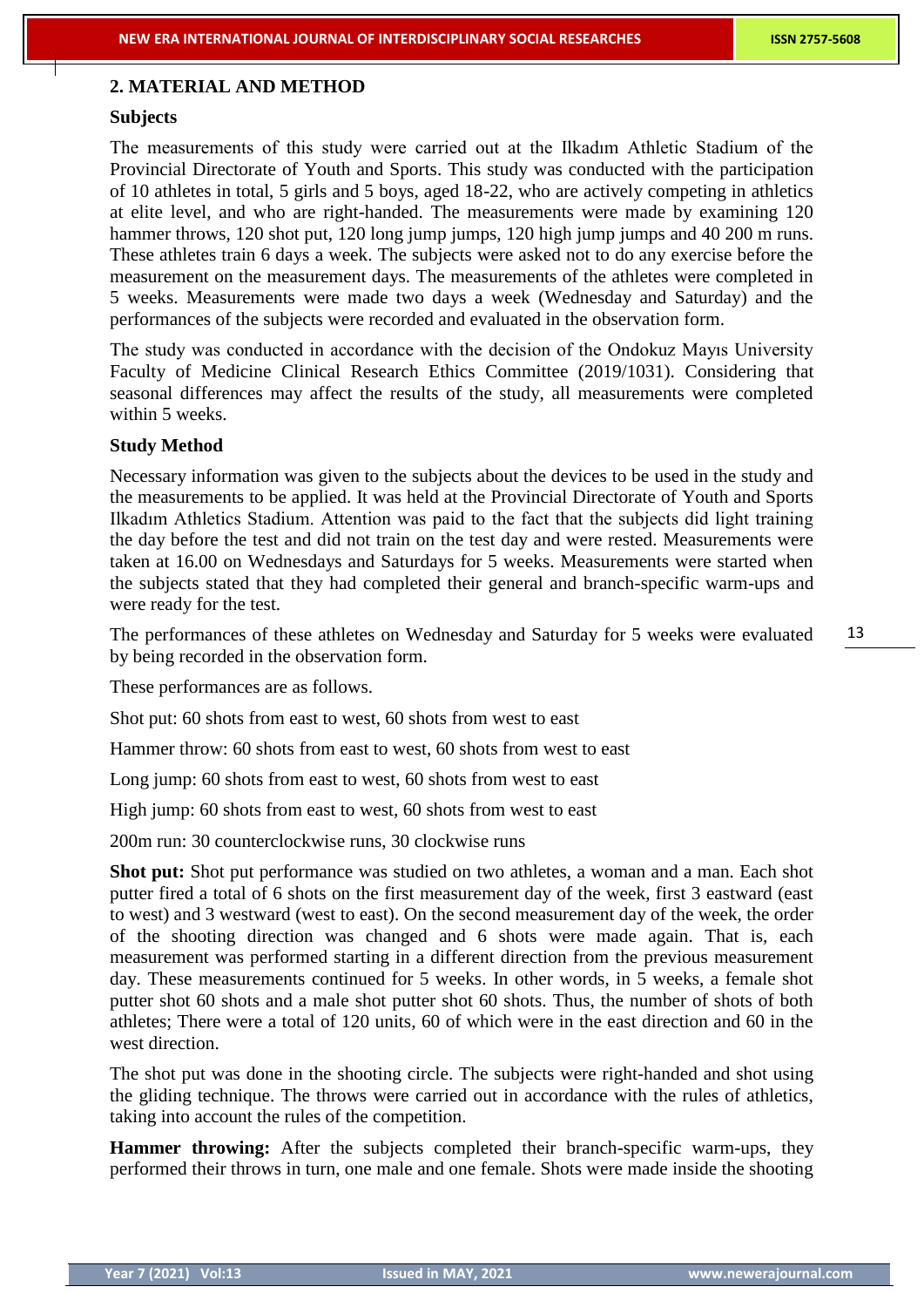## 2. MATERIAL AND METHOD

### Subjects

The measurements of this study were carried out at the Ilkadım Athletic Stadium of the Provincial Directorate of Youth and Sports. This study was conducted with the participation of 10 athletes in total, 5 girls and 5 boys, aged 18-22, who are actively competing in athletics at elite level, and who are right-handed. The measurements were made by examining 120 hammer throws, 120 shot put, 120 long jump jumps, 120 high jump jumps and 40 200 m runs. These athletes train 6 days a week. The subjects were asked not to do any exercise before the measurement on the measurement days. The measurements of the athletes were completed in 5 weeks. Measurements were made two days a week (Wednesday and Saturday) and the performances of the subjects were recorded and evaluated in the observation form.

The study was conducted in accordance with the decision of the Ondokuz Mayıs University Faculty of Medicine Clinical Research Ethics Committee (2019/1031). Considering that seasonal differences may affect the results of the study, all measurements were completed within 5 weeks.

### Study Method

Necessary information was given to the subjects about the devices to be used in the study and the measurements to be applied. It was held at the Provincial Directorate of Youth and Sports Ilkadım Athletics Stadium. Attention was paid to the fact that the subjects did light training the day before the test and did not train on the test day and were rested. Measurements were taken at 16.00 on Wednesdays and Saturdays for 5 weeks. Measurements were started when the subjects stated that they had completed their general and branch-specific warm-ups and were ready for the test.

The performances of these athletes on Wednesday and Saturday for 5 weeks were evaluated by being recorded in the observation form.

These performances are as follows.

Shot put: 60 shots from east to west, 60 shots from west to east

Hammer throw: 60 shots from east to west, 60 shots from west to east

Long jump: 60 shots from east to west, 60 shots from west to east

High jump: 60 shots from east to west, 60 shots from west to east

200m run: 30 counterclockwise runs, 30 clockwise runs

**Shot put:** Shot put performance was studied on two athletes, a woman and a man. Each shot putter fired a total of 6 shots on the first measurement day of the week, first 3 eastward (east to west) and 3 westward (west to east). On the second measurement day of the week, the order of the shooting direction was changed and 6 shots were made again. That is, each measurement was performed starting in a different direction from the previous measurement day. These measurements continued for 5 weeks. In other words, in 5 weeks, a female shot putter shot 60 shots and a male shot putter shot 60 shots. Thus, the number of shots of both athletes; There were a total of 120 units, 60 of which were in the east direction and 60 in the west direction.

The shot put was done in the shooting circle. The subjects were right-handed and shot using the gliding technique. The throws were carried out in accordance with the rules of athletics, taking into account the rules of the competition.

**Hammer throwing:** After the subjects completed their branch-specific warm-ups, they performed their throws in turn, one male and one female. Shots were made inside the shooting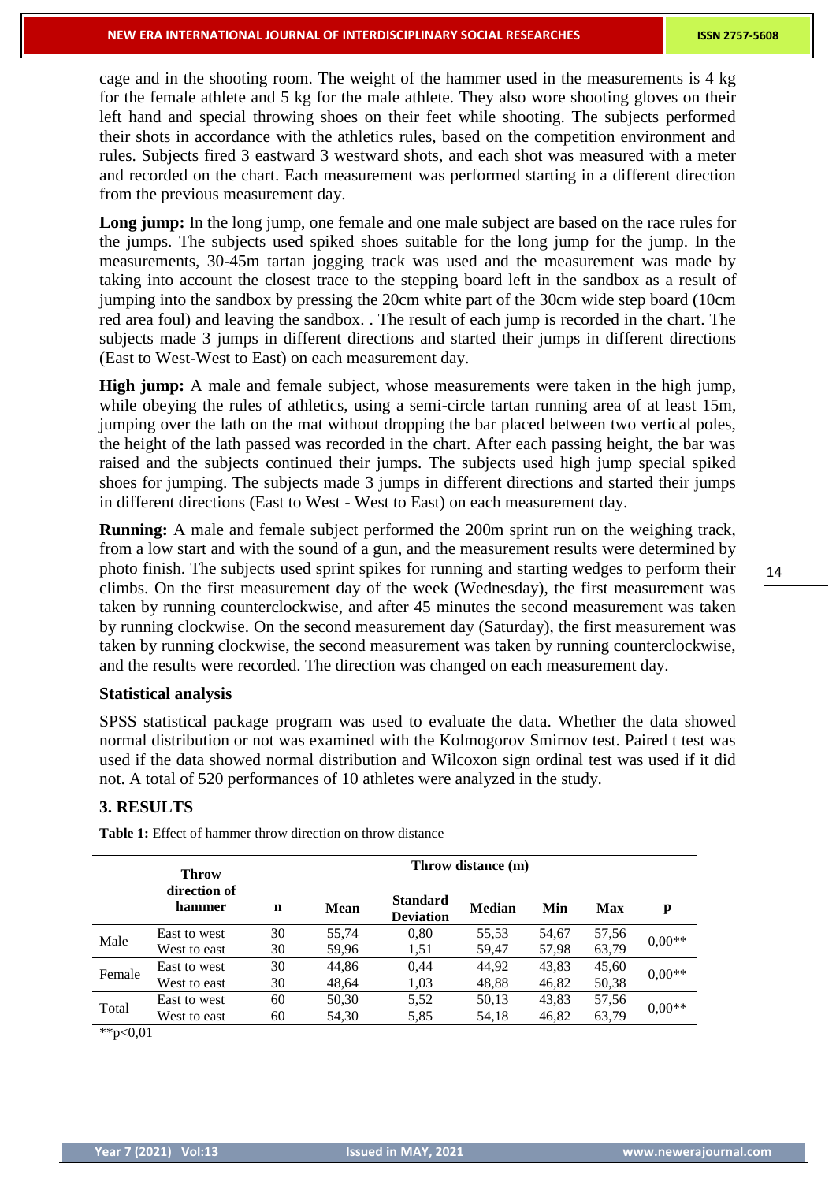cage and in the shooting room. The weight of the hammer used in the measurements is 4 kg for the female athlete and 5 kg for the male athlete. They also wore shooting gloves on their left hand and special throwing shoes on their feet while shooting. The subjects performed their shots in accordance with the athletics rules, based on the competition environment and rules. Subjects fired 3 eastward 3 westward shots, and each shot was measured with a meter and recorded on the chart. Each measurement was performed starting in a different direction from the previous measurement day.

**Long jump:** In the long jump, one female and one male subject are based on the race rules for the jumps. The subjects used spiked shoes suitable for the long jump for the jump. In the measurements, 30-45m tartan jogging track was used and the measurement was made by taking into account the closest trace to the stepping board left in the sandbox as a result of jumping into the sandbox by pressing the 20cm white part of the 30cm wide step board (10cm red area foul) and leaving the sandbox. . The result of each jump is recorded in the chart. The subjects made 3 jumps in different directions and started their jumps in different directions (East to West-West to East) on each measurement day.

**High jump:** A male and female subject, whose measurements were taken in the high jump, while obeying the rules of athletics, using a semi-circle tartan running area of at least 15m, jumping over the lath on the mat without dropping the bar placed between two vertical poles, the height of the lath passed was recorded in the chart. After each passing height, the bar was raised and the subjects continued their jumps. The subjects used high jump special spiked shoes for jumping. The subjects made 3 jumps in different directions and started their jumps in different directions (East to West - West to East) on each measurement day.

**Running:** A male and female subject performed the 200m sprint run on the weighing track, from a low start and with the sound of a gun, and the measurement results were determined by photo finish. The subjects used sprint spikes for running and starting wedges to perform their climbs. On the first measurement day of the week (Wednesday), the first measurement was taken by running counterclockwise, and after 45 minutes the second measurement was taken by running clockwise. On the second measurement day (Saturday), the first measurement was taken by running clockwise, the second measurement was taken by running counterclockwise, and the results were recorded. The direction was changed on each measurement day.

### Statistical analysis

SPSS statistical package program was used to evaluate the data. Whether the data showed normal distribution or not was examined with the Kolmogorov Smirnov test. Paired t test was used if the data showed normal distribution and Wilcoxon sign ordinal test was used if it did not. A total of 520 performances of 10 athletes were analyzed in the study.

## 3. RESULTS

**Table 1:** Effect of hammer throw direction on throw distance

| | Throw direction of hammer | n | Throw distance (m) | | | | | p |
|---|---|---|---|---|---|---|---|---|
| | | | Mean | Standard Deviation | Median | Min | Max | |
| Male | East to west | 30 | 55,74 | 0,80 | 55,53 | 54,67 | 57,56 | 0,00** |
| | West to east | 30 | 59,96 | 1,51 | 59,47 | 57,98 | 63,79 | |
| Female | East to west | 30 | 44,86 | 0,44 | 44,92 | 43,83 | 45,60 | 0,00** |
| | West to east | 30 | 48,64 | 1,03 | 48,88 | 46,82 | 50,38 | |
| Total | East to west | 60 | 50,30 | 5,52 | 50,13 | 43,83 | 57,56 | 0,00** |
| | West to east | 60 | 54,30 | 5,85 | 54,18 | 46,82 | 63,79 | |

**p<0,01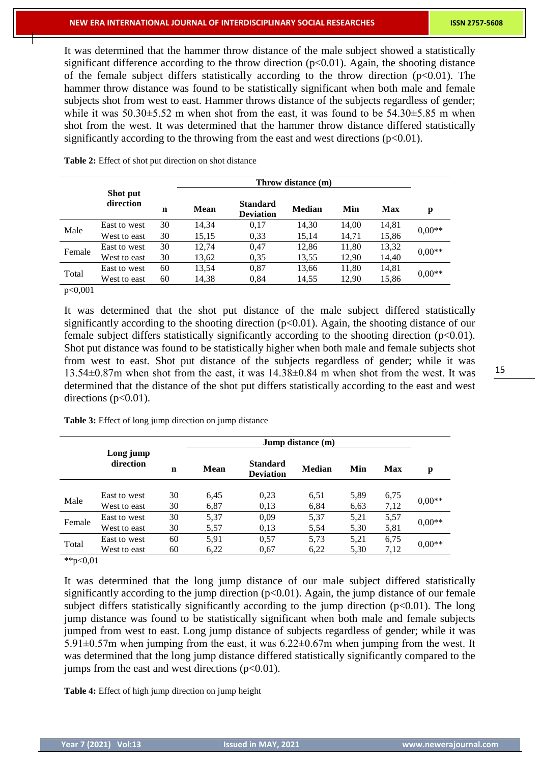It was determined that the hammer throw distance of the male subject showed a statistically significant difference according to the throw direction ($p<0.01$). Again, the shooting distance of the female subject differs statistically according to the throw direction ($p<0.01$). The hammer throw distance was found to be statistically significant when both male and female subjects shot from west to east. Hammer throws distance of the subjects regardless of gender; while it was 50.30±5.52 m when shot from the east, it was found to be 54.30±5.85 m when shot from the west. It was determined that the hammer throw distance differed statistically significantly according to the throwing from the east and west directions ($p<0.01$).

**Table 2:** Effect of shot put direction on shot distance

| | Shot put direction | n | Throw distance (m) | | | | | p |
|---|---|---|---|---|---|---|---|---|
| | | | Mean | Standard Deviation | Median | Min | Max | |
| Male | East to west | 30 | 14,34 | 0,17 | 14,30 | 14,00 | 14,81 | 0,00** |
| | West to east | 30 | 15,15 | 0,33 | 15,14 | 14,71 | 15,86 | |
| Female | East to west | 30 | 12,74 | 0,47 | 12,86 | 11,80 | 13,32 | 0,00** |
| | West to east | 30 | 13,62 | 0,35 | 13,55 | 12,90 | 14,40 | |
| Total | East to west | 60 | 13,54 | 0,87 | 13,66 | 11,80 | 14,81 | 0,00** |
| | West to east | 60 | 14,38 | 0,84 | 14,55 | 12,90 | 15,86 | |

$p<0,001$

It was determined that the shot put distance of the male subject differed statistically significantly according to the shooting direction ($p<0.01$). Again, the shooting distance of our female subject differs statistically significantly according to the shooting direction ($p<0.01$). Shot put distance was found to be statistically higher when both male and female subjects shot from west to east. Shot put distance of the subjects regardless of gender; while it was 13.54±0.87m when shot from the east, it was 14.38±0.84 m when shot from the west. It was determined that the distance of the shot put differs statistically according to the east and west directions ($p<0.01$).

**Table 3:** Effect of long jump direction on jump distance

| | Long jump direction | n | Jump distance (m) | | | | | p |
|---|---|---|---|---|---|---|---|---|
| | | | Mean | Standard Deviation | Median | Min | Max | |
| Male | East to west | 30 | 6,45 | 0,23 | 6,51 | 5,89 | 6,75 | 0,00** |
| | West to east | 30 | 6,87 | 0,13 | 6,84 | 6,63 | 7,12 | |
| Female | East to west | 30 | 5,37 | 0,09 | 5,37 | 5,21 | 5,57 | 0,00** |
| | West to east | 30 | 5,57 | 0,13 | 5,54 | 5,30 | 5,81 | |
| Total | East to west | 60 | 5,91 | 0,57 | 5,73 | 5,21 | 6,75 | 0,00** |
| | West to east | 60 | 6,22 | 0,67 | 6,22 | 5,30 | 7,12 | |

**$p<0,01$

It was determined that the long jump distance of our male subject differed statistically significantly according to the jump direction ($p<0.01$). Again, the jump distance of our female subject differs statistically significantly according to the jump direction ($p<0.01$). The long jump distance was found to be statistically significant when both male and female subjects jumped from west to east. Long jump distance of subjects regardless of gender; while it was 5.91±0.57m when jumping from the east, it was 6.22±0.67m when jumping from the west. It was determined that the long jump distance differed statistically significantly compared to the jumps from the east and west directions ($p<0.01$).

**Table 4:** Effect of high jump direction on jump height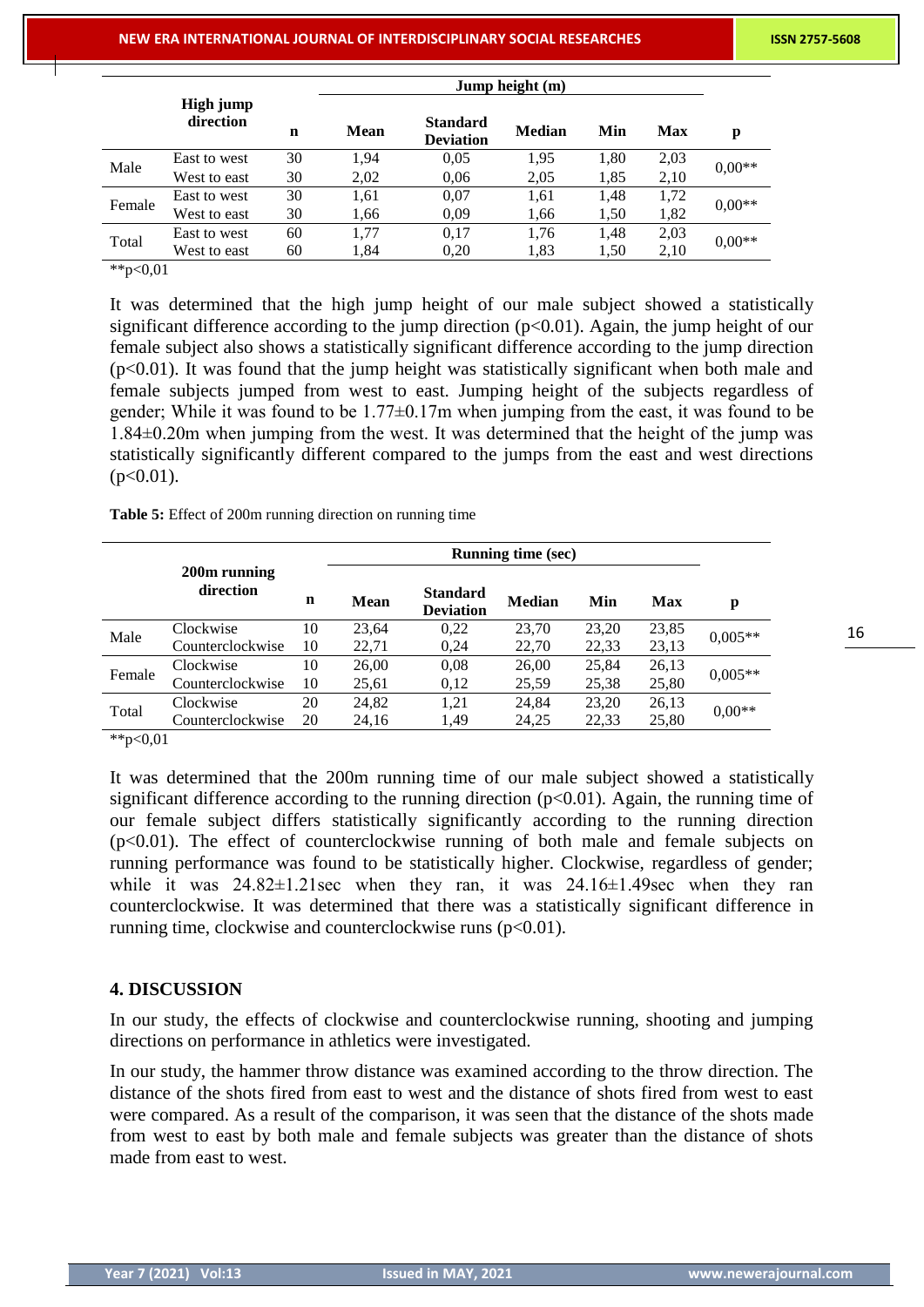| | High jump direction | n | Jump height (m) | | | | | p |
|---|---|---|---|---|---|---|---|---|
| | | | Mean | Standard Deviation | Median | Min | Max | |
| Male | East to west | 30 | 1,94 | 0,05 | 1,95 | 1,80 | 2,03 | 0,00** |
| | West to east | 30 | 2,02 | 0,06 | 2,05 | 1,85 | 2,10 | |
| Female | East to west | 30 | 1,61 | 0,07 | 1,61 | 1,48 | 1,72 | 0,00** |
| | West to east | 30 | 1,66 | 0,09 | 1,66 | 1,50 | 1,82 | |
| Total | East to west | 60 | 1,77 | 0,17 | 1,76 | 1,48 | 2,03 | 0,00** |
| | West to east | 60 | 1,84 | 0,20 | 1,83 | 1,50 | 2,10 | |

**$p<0,01$

It was determined that the high jump height of our male subject showed a statistically significant difference according to the jump direction ($p<0.01$). Again, the jump height of our female subject also shows a statistically significant difference according to the jump direction ($p<0.01$). It was found that the jump height was statistically significant when both male and female subjects jumped from west to east. Jumping height of the subjects regardless of gender; While it was found to be 1.77±0.17m when jumping from the east, it was found to be 1.84±0.20m when jumping from the west. It was determined that the height of the jump was statistically significantly different compared to the jumps from the east and west directions ($p<0.01$).

**Table 5:** Effect of 200m running direction on running time

| | 200m running direction | n | Running time (sec) | | | | | p |
|---|---|---|---|---|---|---|---|---|
| | | | Mean | Standard Deviation | Median | Min | Max | |
| Male | Clockwise | 10 | 23,64 | 0,22 | 23,70 | 23,20 | 23,85 | 0,005** |
| | Counterclockwise | 10 | 22,71 | 0,24 | 22,70 | 22,33 | 23,13 | |
| Female | Clockwise | 10 | 26,00 | 0,08 | 26,00 | 25,84 | 26,13 | 0,005** |
| | Counterclockwise | 10 | 25,61 | 0,12 | 25,59 | 25,38 | 25,80 | |
| Total | Clockwise | 20 | 24,82 | 1,21 | 24,84 | 23,20 | 26,13 | 0,00** |
| | Counterclockwise | 20 | 24,16 | 1,49 | 24,25 | 22,33 | 25,80 | |

**$p<0,01$

It was determined that the 200m running time of our male subject showed a statistically significant difference according to the running direction ($p<0.01$). Again, the running time of our female subject differs statistically significantly according to the running direction ($p<0.01$). The effect of counterclockwise running of both male and female subjects on running performance was found to be statistically higher. Clockwise, regardless of gender; while it was 24.82±1.21sec when they ran, it was 24.16±1.49sec when they ran counterclockwise. It was determined that there was a statistically significant difference in running time, clockwise and counterclockwise runs ($p<0.01$).

## 4. DISCUSSION

In our study, the effects of clockwise and counterclockwise running, shooting and jumping directions on performance in athletics were investigated.

In our study, the hammer throw distance was examined according to the throw direction. The distance of the shots fired from east to west and the distance of shots fired from west to east were compared. As a result of the comparison, it was seen that the distance of the shots made from west to east by both male and female subjects was greater than the distance of shots made from east to west.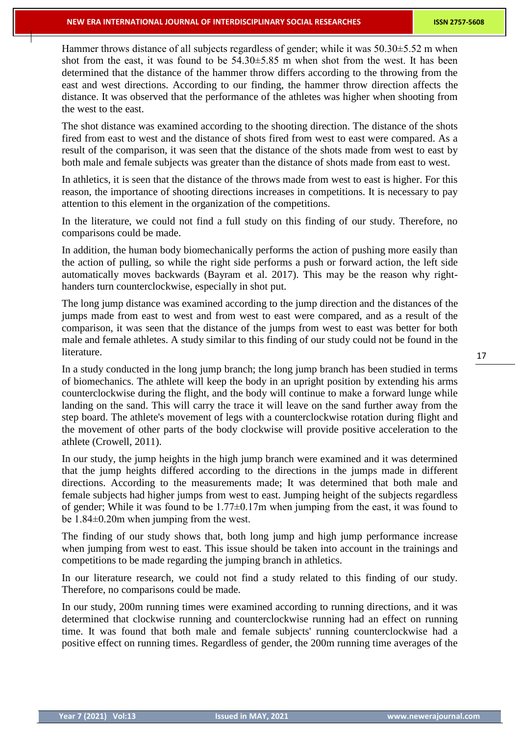Hammer throws distance of all subjects regardless of gender; while it was 50.30±5.52 m when shot from the east, it was found to be 54.30±5.85 m when shot from the west. It has been determined that the distance of the hammer throw differs according to the throwing from the east and west directions. According to our finding, the hammer throw direction affects the distance. It was observed that the performance of the athletes was higher when shooting from the west to the east.

The shot distance was examined according to the shooting direction. The distance of the shots fired from east to west and the distance of shots fired from west to east were compared. As a result of the comparison, it was seen that the distance of the shots made from west to east by both male and female subjects was greater than the distance of shots made from east to west.

In athletics, it is seen that the distance of the throws made from west to east is higher. For this reason, the importance of shooting directions increases in competitions. It is necessary to pay attention to this element in the organization of the competitions.

In the literature, we could not find a full study on this finding of our study. Therefore, no comparisons could be made.

In addition, the human body biomechanically performs the action of pushing more easily than the action of pulling, so while the right side performs a push or forward action, the left side automatically moves backwards (Bayram et al. 2017). This may be the reason why right-handers turn counterclockwise, especially in shot put.

The long jump distance was examined according to the jump direction and the distances of the jumps made from east to west and from west to east were compared, and as a result of the comparison, it was seen that the distance of the jumps from west to east was better for both male and female athletes. A study similar to this finding of our study could not be found in the literature.

In a study conducted in the long jump branch; the long jump branch has been studied in terms of biomechanics. The athlete will keep the body in an upright position by extending his arms counterclockwise during the flight, and the body will continue to make a forward lunge while landing on the sand. This will carry the trace it will leave on the sand further away from the step board. The athlete's movement of legs with a counterclockwise rotation during flight and the movement of other parts of the body clockwise will provide positive acceleration to the athlete (Crowell, 2011).

In our study, the jump heights in the high jump branch were examined and it was determined that the jump heights differed according to the directions in the jumps made in different directions. According to the measurements made; It was determined that both male and female subjects had higher jumps from west to east. Jumping height of the subjects regardless of gender; While it was found to be 1.77±0.17m when jumping from the east, it was found to be 1.84±0.20m when jumping from the west.

The finding of our study shows that, both long jump and high jump performance increase when jumping from west to east. This issue should be taken into account in the trainings and competitions to be made regarding the jumping branch in athletics.

In our literature research, we could not find a study related to this finding of our study. Therefore, no comparisons could be made.

In our study, 200m running times were examined according to running directions, and it was determined that clockwise running and counterclockwise running had an effect on running time. It was found that both male and female subjects' running counterclockwise had a positive effect on running times. Regardless of gender, the 200m running time averages of the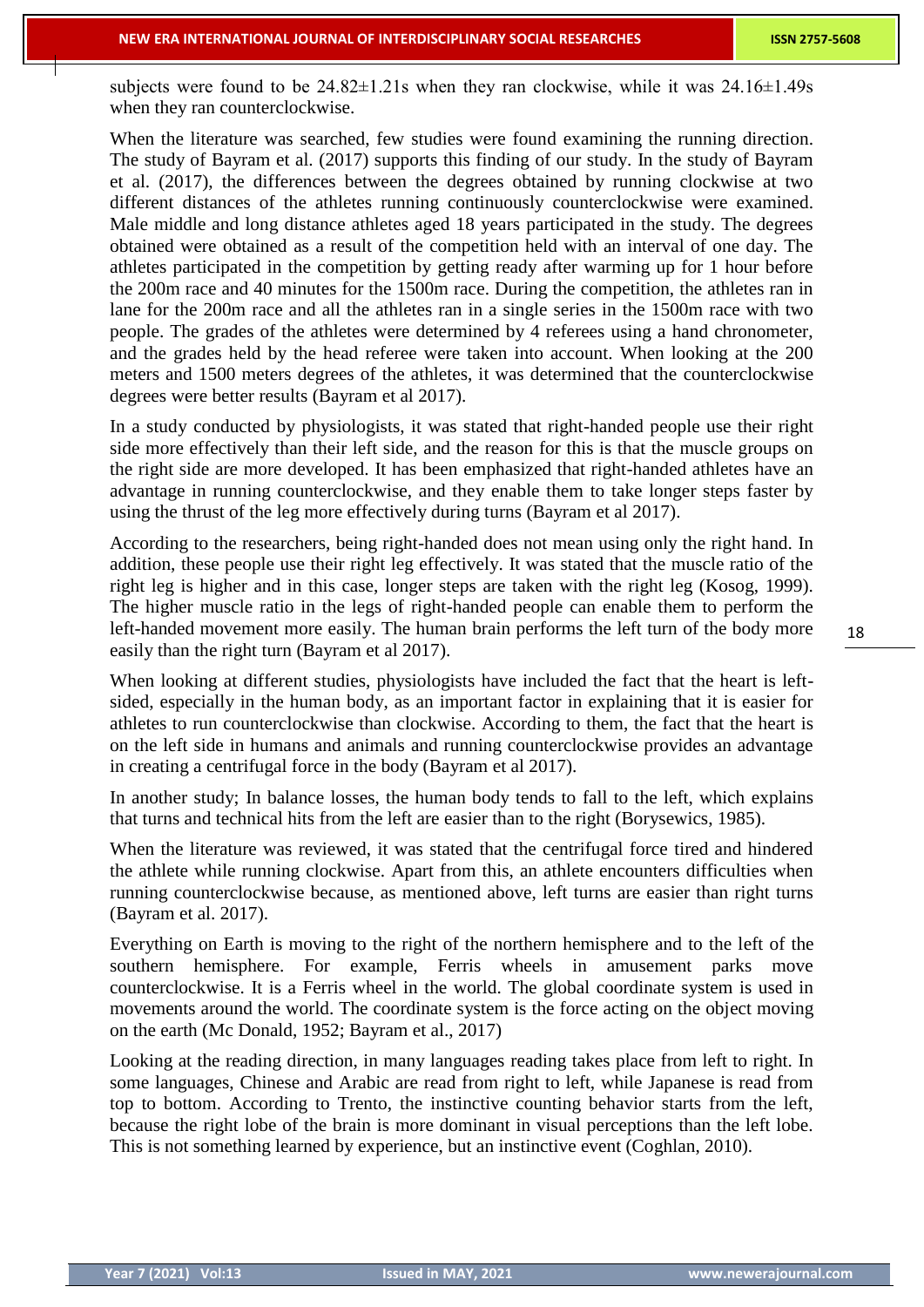subjects were found to be 24.82±1.21s when they ran clockwise, while it was 24.16±1.49s when they ran counterclockwise.

When the literature was searched, few studies were found examining the running direction. The study of Bayram et al. (2017) supports this finding of our study. In the study of Bayram et al. (2017), the differences between the degrees obtained by running clockwise at two different distances of the athletes running continuously counterclockwise were examined. Male middle and long distance athletes aged 18 years participated in the study. The degrees obtained were obtained as a result of the competition held with an interval of one day. The athletes participated in the competition by getting ready after warming up for 1 hour before the 200m race and 40 minutes for the 1500m race. During the competition, the athletes ran in lane for the 200m race and all the athletes ran in a single series in the 1500m race with two people. The grades of the athletes were determined by 4 referees using a hand chronometer, and the grades held by the head referee were taken into account. When looking at the 200 meters and 1500 meters degrees of the athletes, it was determined that the counterclockwise degrees were better results (Bayram et al 2017).

In a study conducted by physiologists, it was stated that right-handed people use their right side more effectively than their left side, and the reason for this is that the muscle groups on the right side are more developed. It has been emphasized that right-handed athletes have an advantage in running counterclockwise, and they enable them to take longer steps faster by using the thrust of the leg more effectively during turns (Bayram et al 2017).

According to the researchers, being right-handed does not mean using only the right hand. In addition, these people use their right leg effectively. It was stated that the muscle ratio of the right leg is higher and in this case, longer steps are taken with the right leg (Kosog, 1999). The higher muscle ratio in the legs of right-handed people can enable them to perform the left-handed movement more easily. The human brain performs the left turn of the body more easily than the right turn (Bayram et al 2017).

When looking at different studies, physiologists have included the fact that the heart is left-sided, especially in the human body, as an important factor in explaining that it is easier for athletes to run counterclockwise than clockwise. According to them, the fact that the heart is on the left side in humans and animals and running counterclockwise provides an advantage in creating a centrifugal force in the body (Bayram et al 2017).

In another study; In balance losses, the human body tends to fall to the left, which explains that turns and technical hits from the left are easier than to the right (Borysewics, 1985).

When the literature was reviewed, it was stated that the centrifugal force tired and hindered the athlete while running clockwise. Apart from this, an athlete encounters difficulties when running counterclockwise because, as mentioned above, left turns are easier than right turns (Bayram et al. 2017).

Everything on Earth is moving to the right of the northern hemisphere and to the left of the southern hemisphere. For example, Ferris wheels in amusement parks move counterclockwise. It is a Ferris wheel in the world. The global coordinate system is used in movements around the world. The coordinate system is the force acting on the object moving on the earth (Mc Donald, 1952; Bayram et al., 2017)

Looking at the reading direction, in many languages reading takes place from left to right. In some languages, Chinese and Arabic are read from right to left, while Japanese is read from top to bottom. According to Trento, the instinctive counting behavior starts from the left, because the right lobe of the brain is more dominant in visual perceptions than the left lobe. This is not something learned by experience, but an instinctive event (Coghlan, 2010).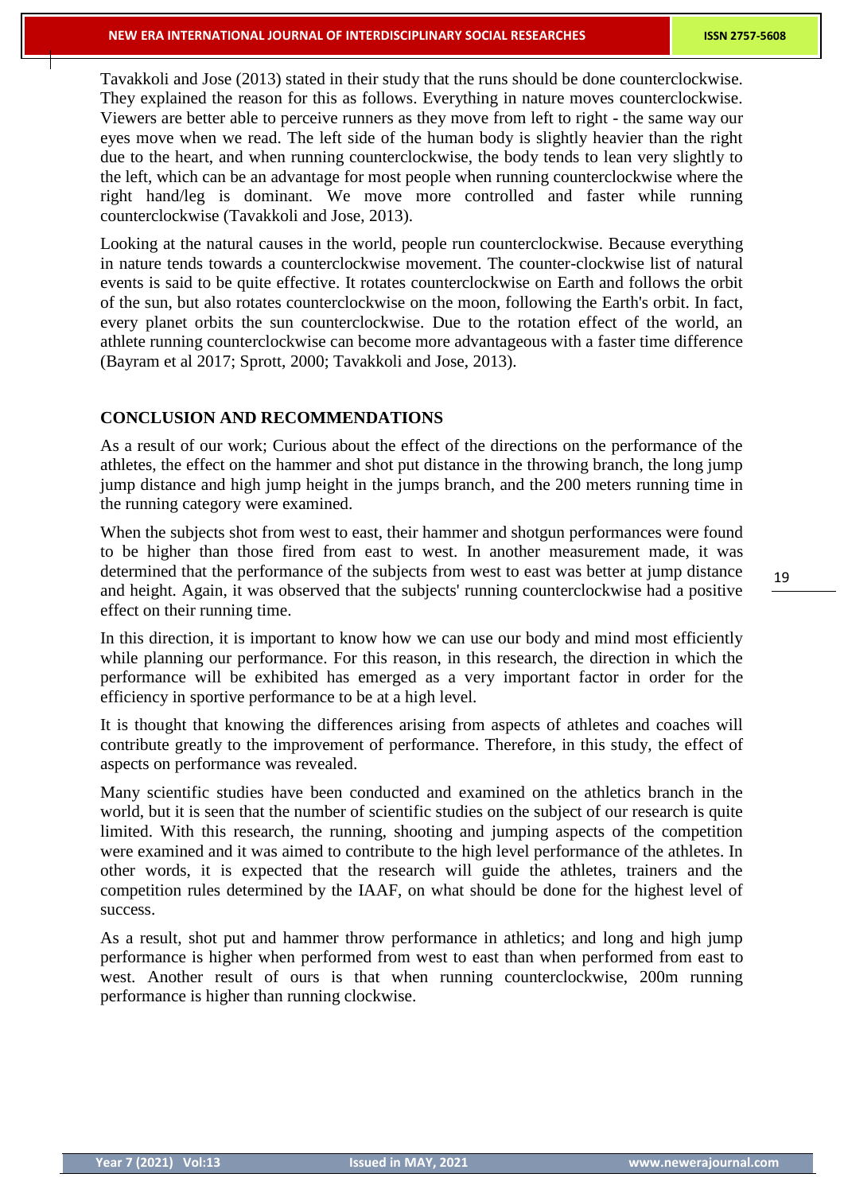Tavakkoli and Jose (2013) stated in their study that the runs should be done counterclockwise. They explained the reason for this as follows. Everything in nature moves counterclockwise. Viewers are better able to perceive runners as they move from left to right - the same way our eyes move when we read. The left side of the human body is slightly heavier than the right due to the heart, and when running counterclockwise, the body tends to lean very slightly to the left, which can be an advantage for most people when running counterclockwise where the right hand/leg is dominant. We move more controlled and faster while running counterclockwise (Tavakkoli and Jose, 2013).

Looking at the natural causes in the world, people run counterclockwise. Because everything in nature tends towards a counterclockwise movement. The counter-clockwise list of natural events is said to be quite effective. It rotates counterclockwise on Earth and follows the orbit of the sun, but also rotates counterclockwise on the moon, following the Earth's orbit. In fact, every planet orbits the sun counterclockwise. Due to the rotation effect of the world, an athlete running counterclockwise can become more advantageous with a faster time difference (Bayram et al 2017; Sprott, 2000; Tavakkoli and Jose, 2013).

## CONCLUSION AND RECOMMENDATIONS

As a result of our work; Curious about the effect of the directions on the performance of the athletes, the effect on the hammer and shot put distance in the throwing branch, the long jump jump distance and high jump height in the jumps branch, and the 200 meters running time in the running category were examined.

When the subjects shot from west to east, their hammer and shotgun performances were found to be higher than those fired from east to west. In another measurement made, it was determined that the performance of the subjects from west to east was better at jump distance and height. Again, it was observed that the subjects' running counterclockwise had a positive effect on their running time.

In this direction, it is important to know how we can use our body and mind most efficiently while planning our performance. For this reason, in this research, the direction in which the performance will be exhibited has emerged as a very important factor in order for the efficiency in sportive performance to be at a high level.

It is thought that knowing the differences arising from aspects of athletes and coaches will contribute greatly to the improvement of performance. Therefore, in this study, the effect of aspects on performance was revealed.

Many scientific studies have been conducted and examined on the athletics branch in the world, but it is seen that the number of scientific studies on the subject of our research is quite limited. With this research, the running, shooting and jumping aspects of the competition were examined and it was aimed to contribute to the high level performance of the athletes. In other words, it is expected that the research will guide the athletes, trainers and the competition rules determined by the IAAF, on what should be done for the highest level of success.

As a result, shot put and hammer throw performance in athletics; and long and high jump performance is higher when performed from west to east than when performed from east to west. Another result of ours is that when running counterclockwise, 200m running performance is higher than running clockwise.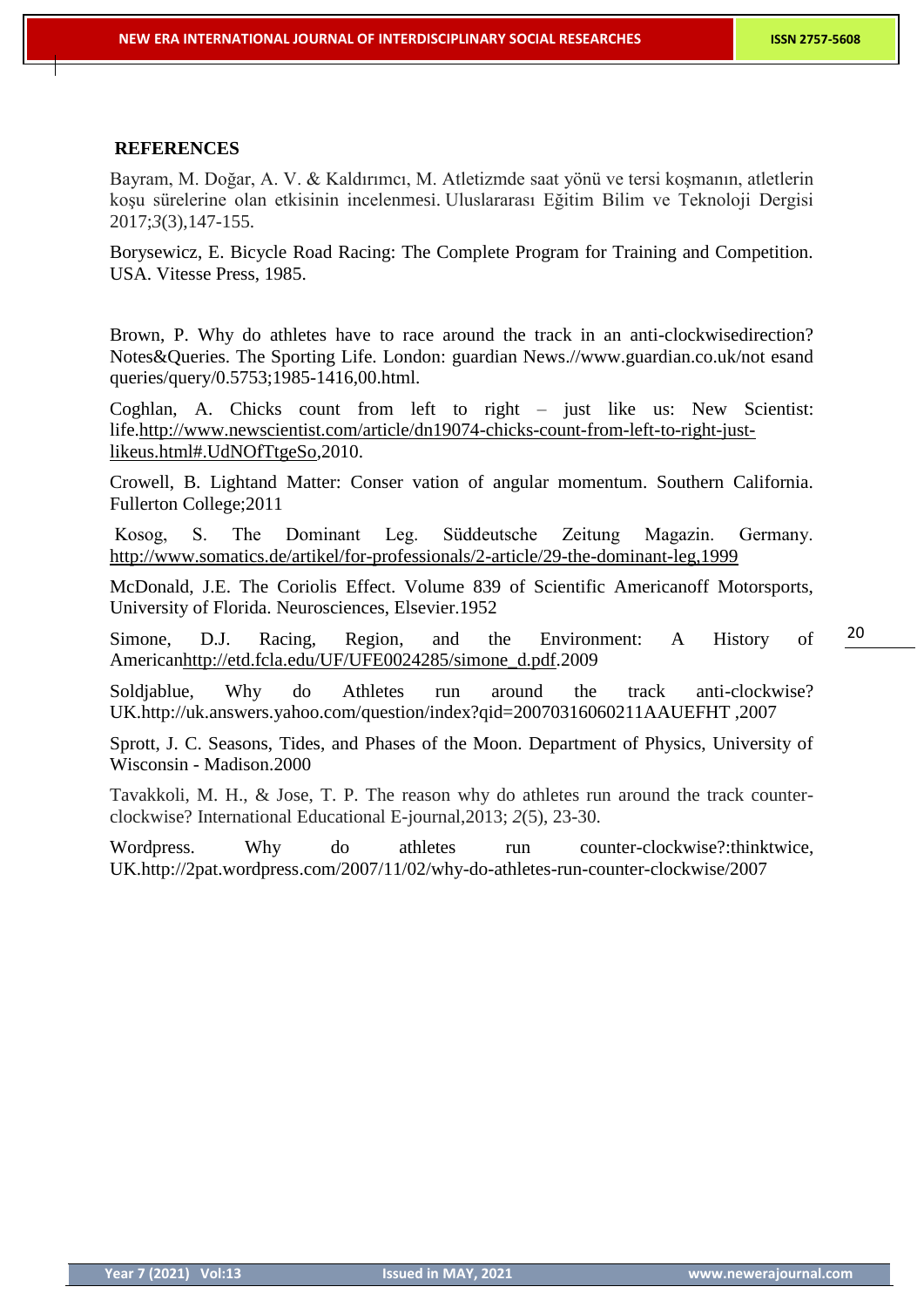## REFERENCES

Bayram, M. Doğar, A. V. & Kaldırımcı, M. Atletizmde saat yönü ve tersi koşmanın, atletlerin koşu sürelerine olan etkisinin incelenmesi. Uluslararası Eğitim Bilim ve Teknoloji Dergisi 2017;*3*(3),147-155.

Borysewicz, E. Bicycle Road Racing: The Complete Program for Training and Competition. USA. Vitesse Press, 1985.

Brown, P. Why do athletes have to race around the track in an anti-clockwisedirection? Notes&Queries. The Sporting Life. London: guardian News.//www.guardian.co.uk/not esand queries/query/0.5753;1985-1416,00.html.

Coghlan, A. Chicks count from left to right – just like us: New Scientist: life.http://www.newscientist.com/article/dn19074-chicks-count-from-left-to-right-just-likeus.html#.UdNOfTtgeSo,2010.

Crowell, B. Lightand Matter: Conser vation of angular momentum. Southern California. Fullerton College;2011

Kosog, S. The Dominant Leg. Süddeutsche Zeitung Magazin. Germany. http://www.somatics.de/artikel/for-professionals/2-article/29-the-dominant-leg,1999

McDonald, J.E. The Coriolis Effect. Volume 839 of Scientific Americanoff Motorsports, University of Florida. Neurosciences, Elsevier.1952

Simone, D.J. Racing, Region, and the Environment: A History of Americanhttp://etd.fcla.edu/UF/UFE0024285/simone_d.pdf.2009

Soldjablue, Why do Athletes run around the track anti-clockwise? UK.http://uk.answers.yahoo.com/question/index?qid=20070316060211AAUEFHT ,2007

Sprott, J. C. Seasons, Tides, and Phases of the Moon. Department of Physics, University of Wisconsin - Madison.2000

Tavakkoli, M. H., & Jose, T. P. The reason why do athletes run around the track counter-clockwise? International Educational E-journal,2013; *2*(5), 23-30.

Wordpress. Why do athletes run counter-clockwise?:thinktwice, UK.http://2pat.wordpress.com/2007/11/02/why-do-athletes-run-counter-clockwise/2007